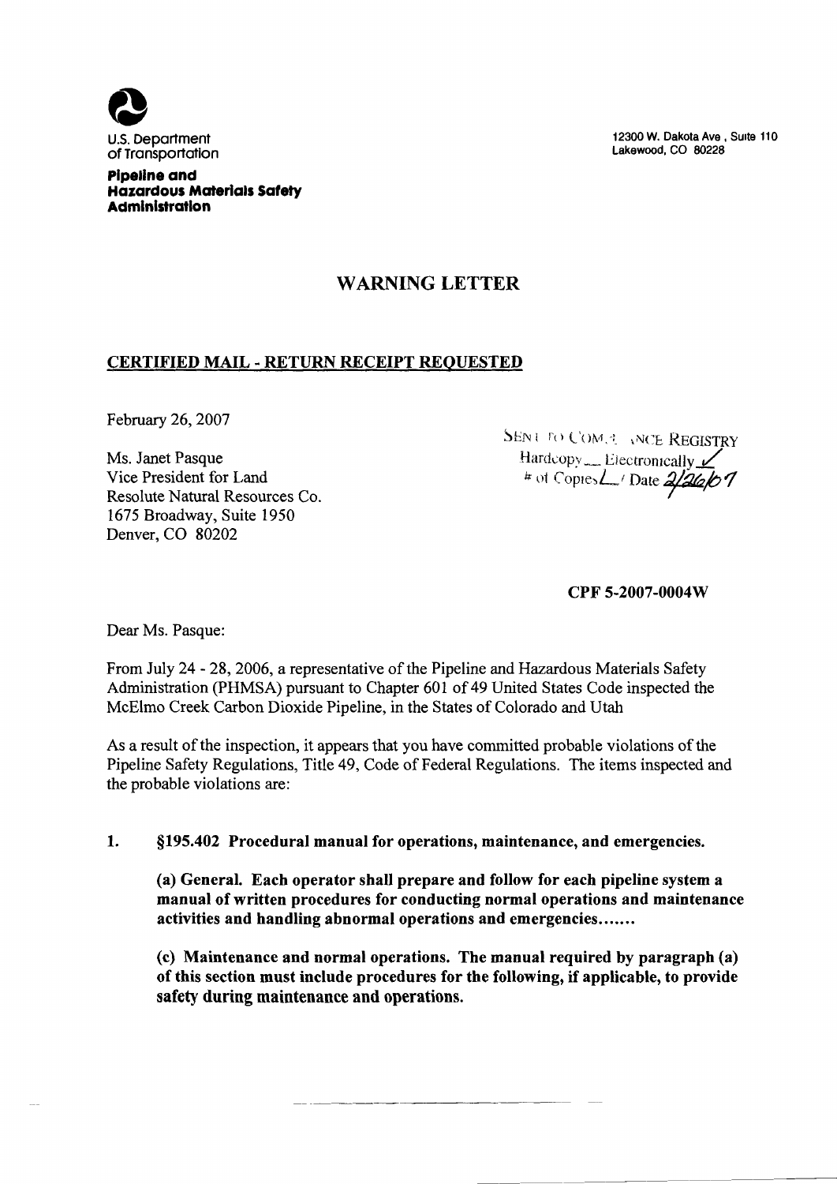U.S. Department of Transportation

**Pipeline and Hazardous Materials Safety Administration**

12300 W. Dakota Ave , Suite 110
Lakewood, CO 80228

# WARNING LETTER

## CERTIFIED MAIL - RETURN RECEIPT REQUESTED

February 26, 2007

SENT TO COMPLIANCE REGISTRY
Hardcopy ___ Electronically ✓
# of Copies 1 Date 2/26/07

Ms. Janet Pasque
Vice President for Land
Resolute Natural Resources Co.
1675 Broadway, Suite 1950
Denver, CO 80202

**CPF 5-2007-0004W**

Dear Ms. Pasque:

From July 24 - 28, 2006, a representative of the Pipeline and Hazardous Materials Safety Administration (PHMSA) pursuant to Chapter 601 of 49 United States Code inspected the McElmo Creek Carbon Dioxide Pipeline, in the States of Colorado and Utah

As a result of the inspection, it appears that you have committed probable violations of the Pipeline Safety Regulations, Title 49, Code of Federal Regulations. The items inspected and the probable violations are:

1. **§195.402 Procedural manual for operations, maintenance, and emergencies.**

   **(a) General. Each operator shall prepare and follow for each pipeline system a manual of written procedures for conducting normal operations and maintenance activities and handling abnormal operations and emergencies.......**

   **(c) Maintenance and normal operations. The manual required by paragraph (a) of this section must include procedures for the following, if applicable, to provide safety during maintenance and operations.**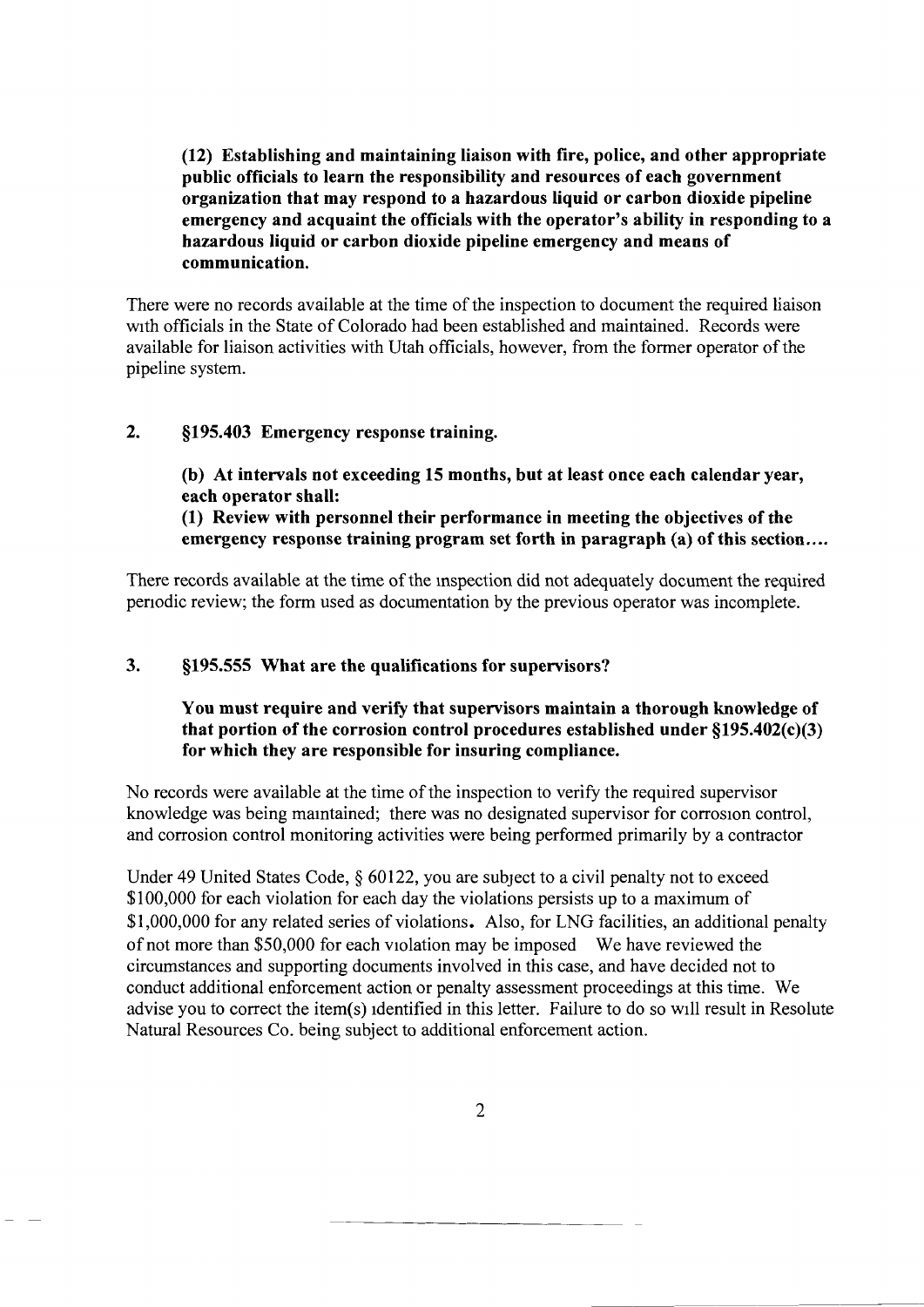**(12) Establishing and maintaining liaison with fire, police, and other appropriate public officials to learn the responsibility and resources of each government organization that may respond to a hazardous liquid or carbon dioxide pipeline emergency and acquaint the officials with the operator's ability in responding to a hazardous liquid or carbon dioxide pipeline emergency and means of communication.**

There were no records available at the time of the inspection to document the required liaison with officials in the State of Colorado had been established and maintained. Records were available for liaison activities with Utah officials, however, from the former operator of the pipeline system.

**2. §195.403 Emergency response training.**

**(b) At intervals not exceeding 15 months, but at least once each calendar year, each operator shall:**

**(1) Review with personnel their performance in meeting the objectives of the emergency response training program set forth in paragraph (a) of this section....**

There records available at the time of the inspection did not adequately document the required periodic review; the form used as documentation by the previous operator was incomplete.

**3. §195.555 What are the qualifications for supervisors?**

**You must require and verify that supervisors maintain a thorough knowledge of that portion of the corrosion control procedures established under §195.402(c)(3) for which they are responsible for insuring compliance.**

No records were available at the time of the inspection to verify the required supervisor knowledge was being maintained; there was no designated supervisor for corrosion control, and corrosion control monitoring activities were being performed primarily by a contractor

Under 49 United States Code, § 60122, you are subject to a civil penalty not to exceed $100,000 for each violation for each day the violations persists up to a maximum of $1,000,000 for any related series of violations. Also, for LNG facilities, an additional penalty of not more than $50,000 for each violation may be imposed We have reviewed the circumstances and supporting documents involved in this case, and have decided not to conduct additional enforcement action or penalty assessment proceedings at this time. We advise you to correct the item(s) identified in this letter. Failure to do so will result in Resolute Natural Resources Co. being subject to additional enforcement action.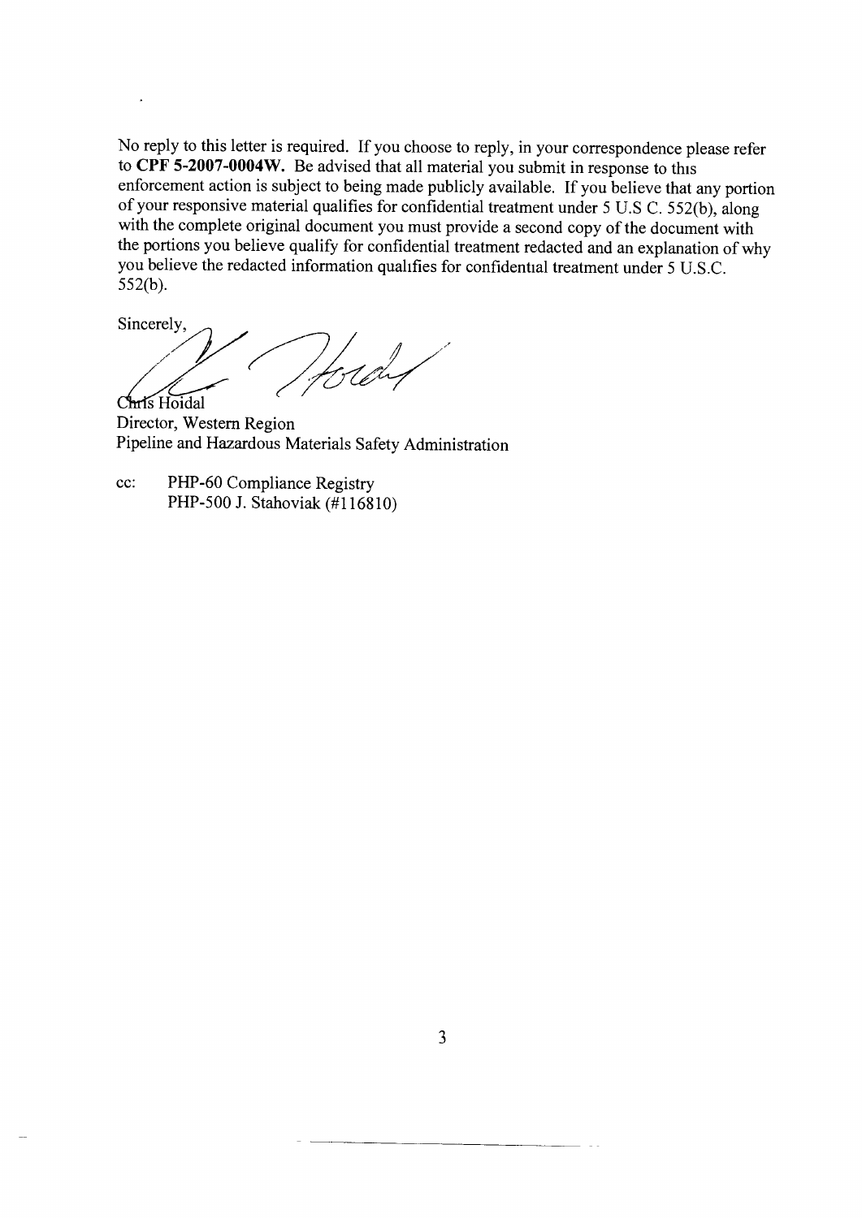No reply to this letter is required. If you choose to reply, in your correspondence please refer to **CPF 5-2007-0004W.** Be advised that all material you submit in response to this enforcement action is subject to being made publicly available. If you believe that any portion of your responsive material qualifies for confidential treatment under 5 U.S C. 552(b), along with the complete original document you must provide a second copy of the document with the portions you believe qualify for confidential treatment redacted and an explanation of why you believe the redacted information qualifies for confidential treatment under 5 U.S.C. 552(b).

Sincerely,

Chris Hoidal
Director, Western Region
Pipeline and Hazardous Materials Safety Administration

cc: PHP-60 Compliance Registry
PHP-500 J. Stahoviak (#116810)